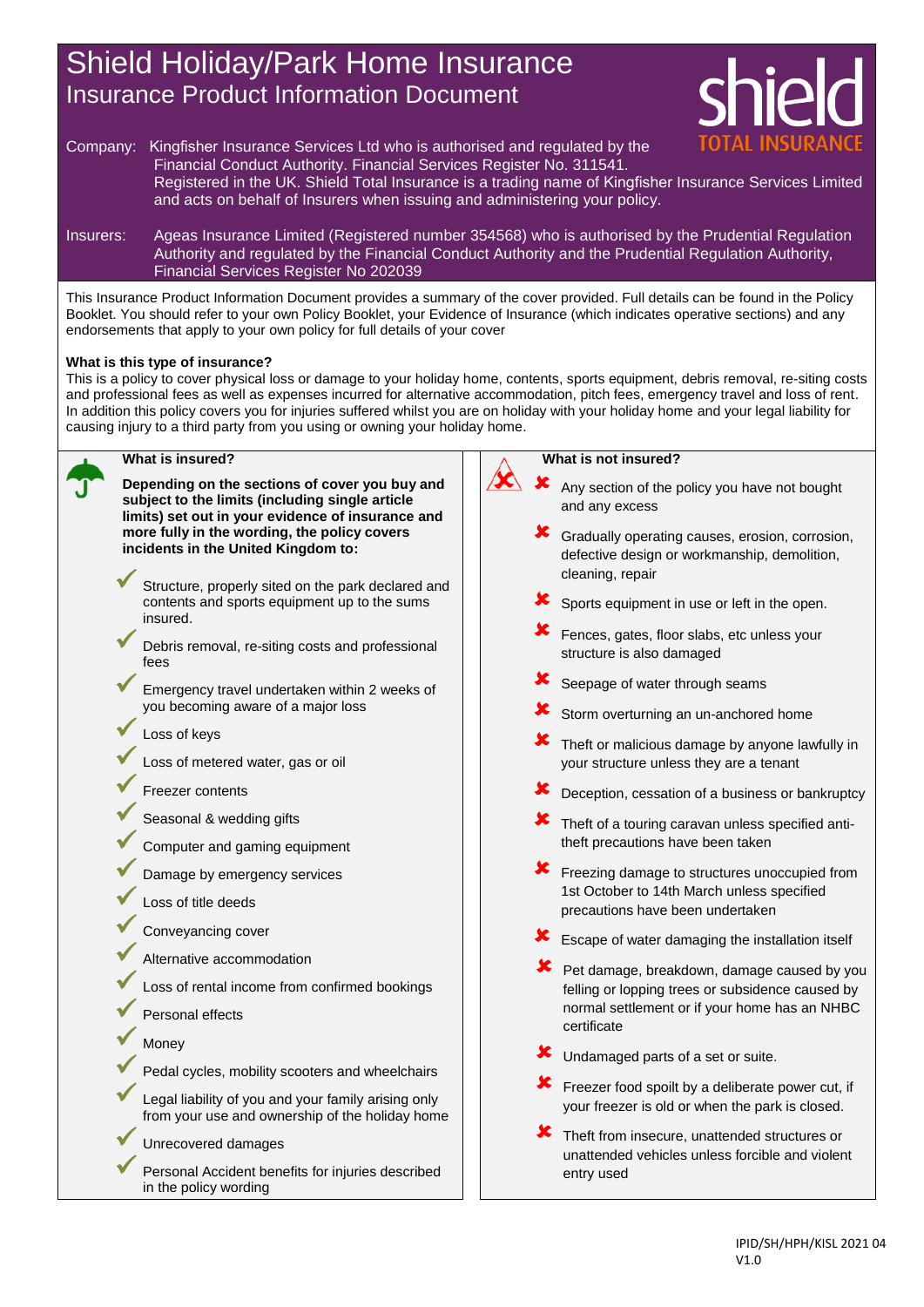# Shield Holiday/Park Home Insurance

## Insurance Product Information Document

Company: Kingfisher Insurance Services Ltd who is authorised and regulated by the Financial Conduct Authority. Financial Services Register No. 311541. Registered in the UK. Shield Total Insurance is a trading name of Kingfisher Insurance Services Limited and acts on behalf of Insurers when issuing and administering your policy.

Insurers: Ageas Insurance Limited (Registered number 354568) who is authorised by the Prudential Regulation Authority and regulated by the Financial Conduct Authority and the Prudential Regulation Authority, Financial Services Register No 202039

This Insurance Product Information Document provides a summary of the cover provided. Full details can be found in the Policy Booklet. You should refer to your own Policy Booklet, your Evidence of Insurance (which indicates operative sections) and any endorsements that apply to your own policy for full details of your cover

**What is this type of insurance?**

This is a policy to cover physical loss or damage to your holiday home, contents, sports equipment, debris removal, re-siting costs and professional fees as well as expenses incurred for alternative accommodation, pitch fees, emergency travel and loss of rent. In addition this policy covers you for injuries suffered whilst you are on holiday with your holiday home and your legal liability for causing injury to a third party from you using or owning your holiday home.

### What is insured?

**Depending on the sections of cover you buy and subject to the limits (including single article limits) set out in your evidence of insurance and more fully in the wording, the policy covers incidents in the United Kingdom to:**

- ✔ Structure, properly sited on the park declared and contents and sports equipment up to the sums insured.
- ✔ Debris removal, re-siting costs and professional fees
- ✔ Emergency travel undertaken within 2 weeks of you becoming aware of a major loss
- ✔ Loss of keys
- ✔ Loss of metered water, gas or oil
- ✔ Freezer contents
- ✔ Seasonal & wedding gifts
- ✔ Computer and gaming equipment
- ✔ Damage by emergency services
- ✔ Loss of title deeds
- ✔ Conveyancing cover
- ✔ Alternative accommodation
- ✔ Loss of rental income from confirmed bookings
- ✔ Personal effects
- ✔ Money
- ✔ Pedal cycles, mobility scooters and wheelchairs
- ✔ Legal liability of you and your family arising only from your use and ownership of the holiday home
- ✔ Unrecovered damages
- ✔ Personal Accident benefits for injuries described in the policy wording

### What is not insured?

- ✘ Any section of the policy you have not bought and any excess
- ✘ Gradually operating causes, erosion, corrosion, defective design or workmanship, demolition, cleaning, repair
- ✘ Sports equipment in use or left in the open.
- ✘ Fences, gates, floor slabs, etc unless your structure is also damaged
- ✘ Seepage of water through seams
- ✘ Storm overturning an un-anchored home
- ✘ Theft or malicious damage by anyone lawfully in your structure unless they are a tenant
- ✘ Deception, cessation of a business or bankruptcy
- ✘ Theft of a touring caravan unless specified anti-theft precautions have been taken
- ✘ Freezing damage to structures unoccupied from 1st October to 14th March unless specified precautions have been undertaken
- ✘ Escape of water damaging the installation itself
- ✘ Pet damage, breakdown, damage caused by you felling or lopping trees or subsidence caused by normal settlement or if your home has an NHBC certificate
- ✘ Undamaged parts of a set or suite.
- ✘ Freezer food spoilt by a deliberate power cut, if your freezer is old or when the park is closed.
- ✘ Theft from insecure, unattended structures or unattended vehicles unless forcible and violent entry used

IPID/SH/HPH/KISL 2021 04
V1.0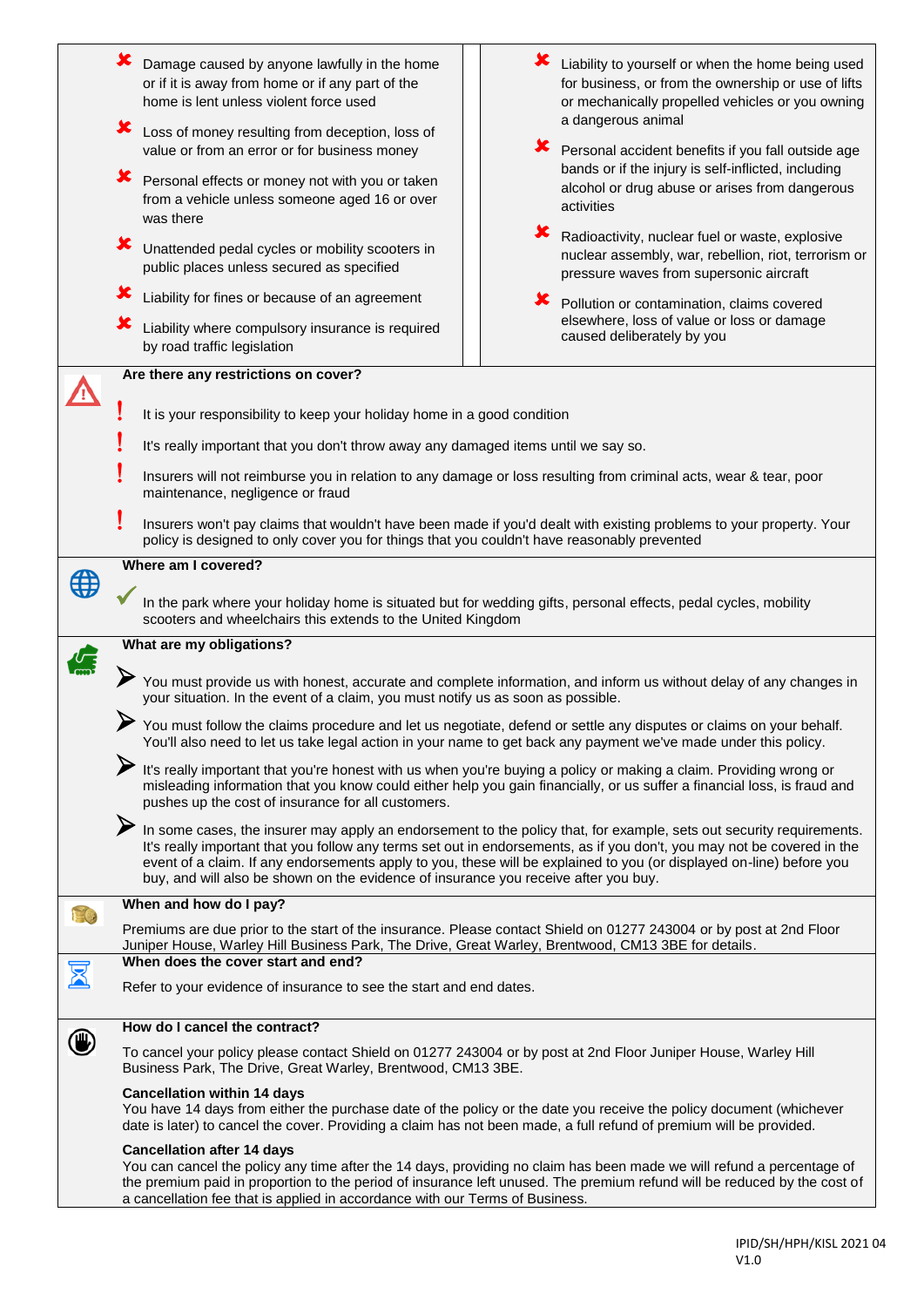- ✘ Damage caused by anyone lawfully in the home or if it is away from home or if any part of the home is lent unless violent force used
- ✘ Loss of money resulting from deception, loss of value or from an error or for business money
- ✘ Personal effects or money not with you or taken from a vehicle unless someone aged 16 or over was there
- ✘ Unattended pedal cycles or mobility scooters in public places unless secured as specified
- ✘ Liability for fines or because of an agreement
- ✘ Liability where compulsory insurance is required by road traffic legislation
- ✘ Liability to yourself or when the home being used for business, or from the ownership or use of lifts or mechanically propelled vehicles or you owning a dangerous animal
- ✘ Personal accident benefits if you fall outside age bands or if the injury is self-inflicted, including alcohol or drug abuse or arises from dangerous activities
- ✘ Radioactivity, nuclear fuel or waste, explosive nuclear assembly, war, rebellion, riot, terrorism or pressure waves from supersonic aircraft
- ✘ Pollution or contamination, claims covered elsewhere, loss of value or loss or damage caused deliberately by you

## Are there any restrictions on cover?

- ! It is your responsibility to keep your holiday home in a good condition
- ! It's really important that you don't throw away any damaged items until we say so.
- ! Insurers will not reimburse you in relation to any damage or loss resulting from criminal acts, wear & tear, poor maintenance, negligence or fraud
- ! Insurers won't pay claims that wouldn't have been made if you'd dealt with existing problems to your property. Your policy is designed to only cover you for things that you couldn't have reasonably prevented

## Where am I covered?

- ✓ In the park where your holiday home is situated but for wedding gifts, personal effects, pedal cycles, mobility scooters and wheelchairs this extends to the United Kingdom

## What are my obligations?

- You must provide us with honest, accurate and complete information, and inform us without delay of any changes in your situation. In the event of a claim, you must notify us as soon as possible.
- You must follow the claims procedure and let us negotiate, defend or settle any disputes or claims on your behalf. You'll also need to let us take legal action in your name to get back any payment we've made under this policy.
- It's really important that you're honest with us when you're buying a policy or making a claim. Providing wrong or misleading information that you know could either help you gain financially, or us suffer a financial loss, is fraud and pushes up the cost of insurance for all customers.
- In some cases, the insurer may apply an endorsement to the policy that, for example, sets out security requirements. It's really important that you follow any terms set out in endorsements, as if you don't, you may not be covered in the event of a claim. If any endorsements apply to you, these will be explained to you (or displayed on-line) before you buy, and will also be shown on the evidence of insurance you receive after you buy.

## When and how do I pay?

Premiums are due prior to the start of the insurance. Please contact Shield on 01277 243004 or by post at 2nd Floor Juniper House, Warley Hill Business Park, The Drive, Great Warley, Brentwood, CM13 3BE for details.

## When does the cover start and end?

Refer to your evidence of insurance to see the start and end dates.

## How do I cancel the contract?

To cancel your policy please contact Shield on 01277 243004 or by post at 2nd Floor Juniper House, Warley Hill Business Park, The Drive, Great Warley, Brentwood, CM13 3BE.

**Cancellation within 14 days**
You have 14 days from either the purchase date of the policy or the date you receive the policy document (whichever date is later) to cancel the cover. Providing a claim has not been made, a full refund of premium will be provided.

**Cancellation after 14 days**
You can cancel the policy any time after the 14 days, providing no claim has been made we will refund a percentage of the premium paid in proportion to the period of insurance left unused. The premium refund will be reduced by the cost of a cancellation fee that is applied in accordance with our Terms of Business.

IPID/SH/HPH/KISL 2021 04
V1.0